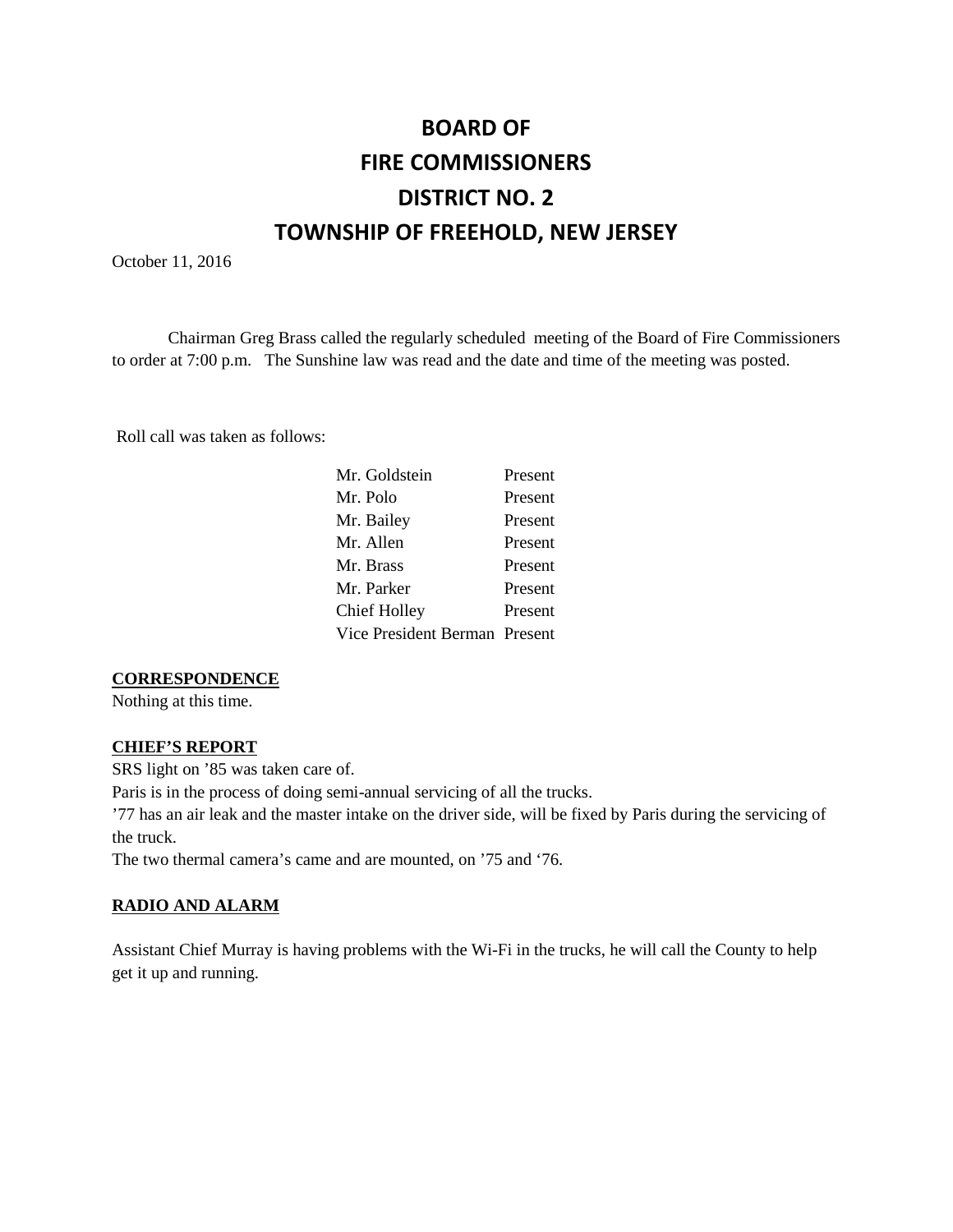# BOARD OF FIRE COMMISSIONERS DISTRICT NO. 2 TOWNSHIP OF FREEHOLD, NEW JERSEY

October 11, 2016

Chairman Greg Brass called the regularly scheduled meeting of the Board of Fire Commissioners to order at 7:00 p.m. The Sunshine law was read and the date and time of the meeting was posted.

Roll call was taken as follows:

| | |
|---|---|
| Mr. Goldstein | Present |
| Mr. Polo | Present |
| Mr. Bailey | Present |
| Mr. Allen | Present |
| Mr. Brass | Present |
| Mr. Parker | Present |
| Chief Holley | Present |
| Vice President Berman | Present |

**CORRESPONDENCE**

Nothing at this time.

**CHIEF'S REPORT**

SRS light on '85 was taken care of.

Paris is in the process of doing semi-annual servicing of all the trucks.

'77 has an air leak and the master intake on the driver side, will be fixed by Paris during the servicing of the truck.

The two thermal camera's came and are mounted, on '75 and '76.

**RADIO AND ALARM**

Assistant Chief Murray is having problems with the Wi-Fi in the trucks, he will call the County to help get it up and running.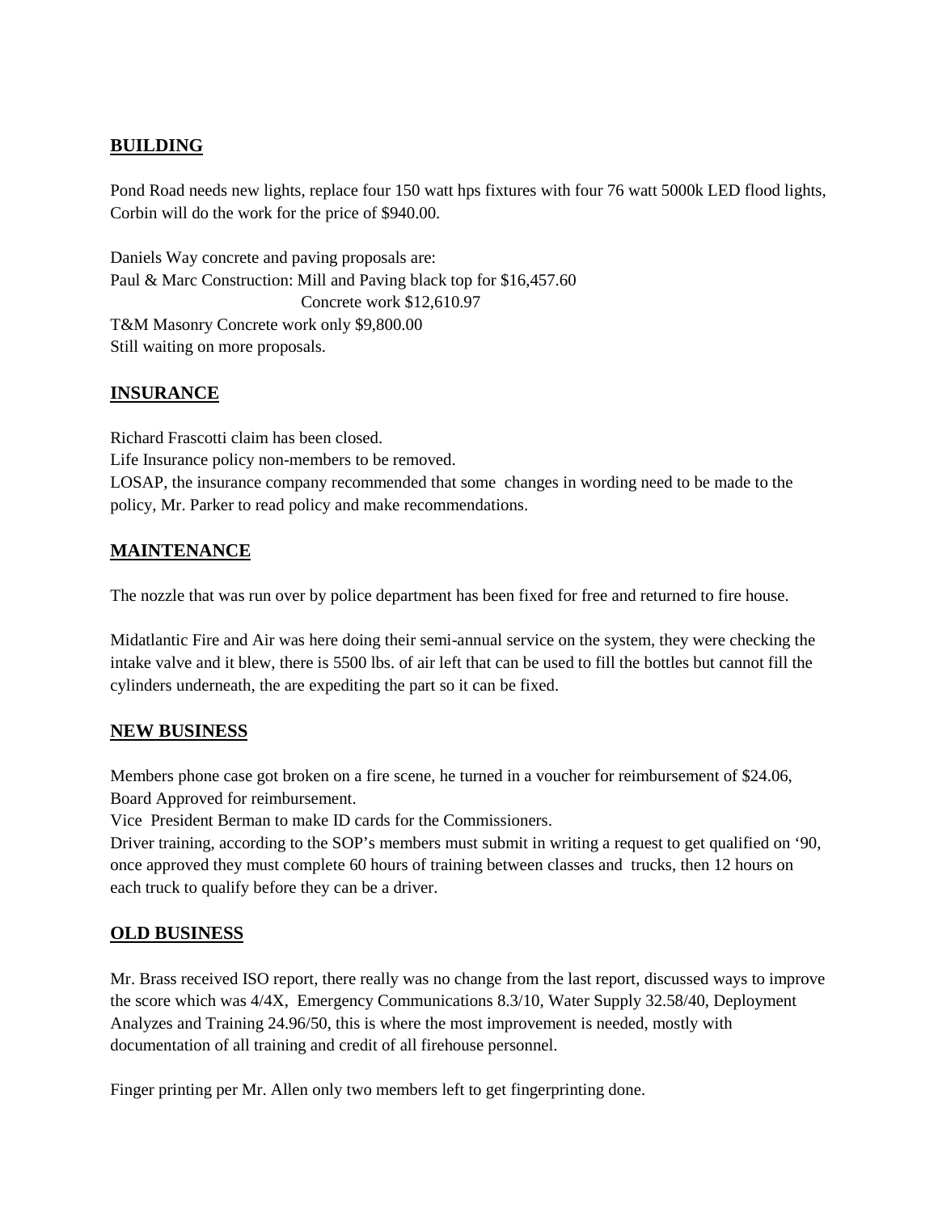## BUILDING

Pond Road needs new lights, replace four 150 watt hps fixtures with four 76 watt 5000k LED flood lights, Corbin will do the work for the price of $940.00.

Daniels Way concrete and paving proposals are:
Paul & Marc Construction: Mill and Paving black top for $16,457.60
Concrete work $12,610.97
T&M Masonry Concrete work only $9,800.00
Still waiting on more proposals.

## INSURANCE

Richard Frascotti claim has been closed.
Life Insurance policy non-members to be removed.
LOSAP, the insurance company recommended that some changes in wording need to be made to the policy, Mr. Parker to read policy and make recommendations.

## MAINTENANCE

The nozzle that was run over by police department has been fixed for free and returned to fire house.

Midatlantic Fire and Air was here doing their semi-annual service on the system, they were checking the intake valve and it blew, there is 5500 lbs. of air left that can be used to fill the bottles but cannot fill the cylinders underneath, the are expediting the part so it can be fixed.

## NEW BUSINESS

Members phone case got broken on a fire scene, he turned in a voucher for reimbursement of $24.06, Board Approved for reimbursement.
Vice President Berman to make ID cards for the Commissioners.
Driver training, according to the SOP's members must submit in writing a request to get qualified on '90, once approved they must complete 60 hours of training between classes and trucks, then 12 hours on each truck to qualify before they can be a driver.

## OLD BUSINESS

Mr. Brass received ISO report, there really was no change from the last report, discussed ways to improve the score which was 4/4X, Emergency Communications 8.3/10, Water Supply 32.58/40, Deployment Analyzes and Training 24.96/50, this is where the most improvement is needed, mostly with documentation of all training and credit of all firehouse personnel.

Finger printing per Mr. Allen only two members left to get fingerprinting done.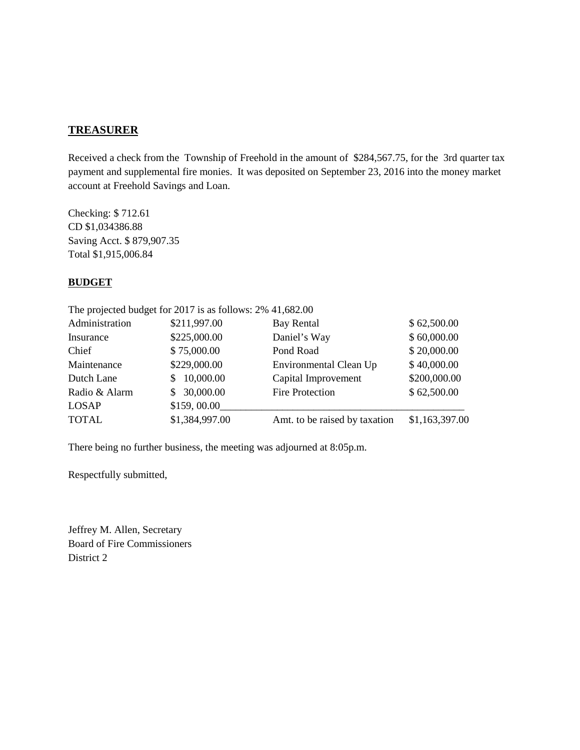## TREASURER

Received a check from the Township of Freehold in the amount of $284,567.75, for the 3rd quarter tax payment and supplemental fire monies. It was deposited on September 23, 2016 into the money market account at Freehold Savings and Loan.

Checking: $ 712.61
CD $1,034386.88
Saving Acct. $ 879,907.35
Total $1,915,006.84

## BUDGET

The projected budget for 2017 is as follows: 2% 41,682.00

| | | | |
|---|---|---|---|
| Administration | $211,997.00 | Bay Rental | $ 62,500.00 |
| Insurance | $225,000.00 | Daniel's Way | $ 60,000.00 |
| Chief | $ 75,000.00 | Pond Road | $ 20,000.00 |
| Maintenance | $229,000.00 | Environmental Clean Up | $ 40,000.00 |
| Dutch Lane | $ 10,000.00 | Capital Improvement | $200,000.00 |
| Radio & Alarm | $ 30,000.00 | Fire Protection | $ 62,500.00 |
| LOSAP | $159, 00.00 | | |
| TOTAL | $1,384,997.00 | Amt. to be raised by taxation | $1,163,397.00 |

There being no further business, the meeting was adjourned at 8:05p.m.

Respectfully submitted,

Jeffrey M. Allen, Secretary
Board of Fire Commissioners
District 2